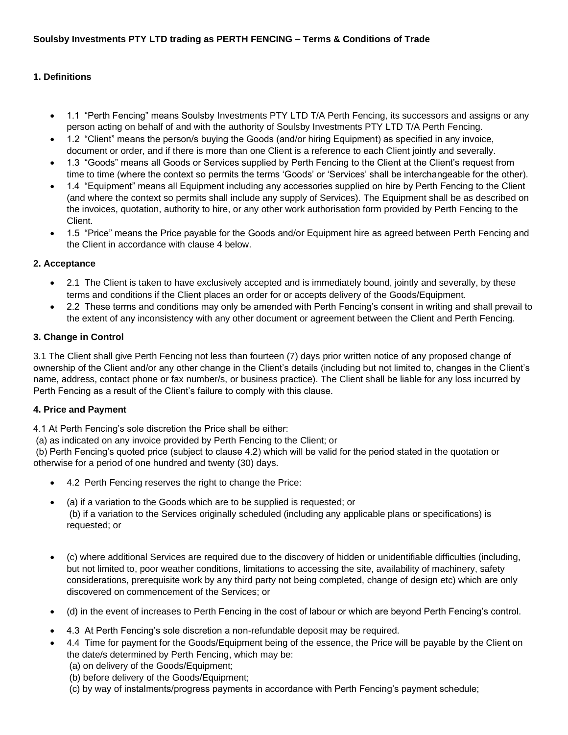**Soulsby Investments PTY LTD trading as PERTH FENCING – Terms & Conditions of Trade**

### 1. Definitions

- 1.1 "Perth Fencing" means Soulsby Investments PTY LTD T/A Perth Fencing, its successors and assigns or any person acting on behalf of and with the authority of Soulsby Investments PTY LTD T/A Perth Fencing.
- 1.2 "Client" means the person/s buying the Goods (and/or hiring Equipment) as specified in any invoice, document or order, and if there is more than one Client is a reference to each Client jointly and severally.
- 1.3 "Goods" means all Goods or Services supplied by Perth Fencing to the Client at the Client's request from time to time (where the context so permits the terms 'Goods' or 'Services' shall be interchangeable for the other).
- 1.4 "Equipment" means all Equipment including any accessories supplied on hire by Perth Fencing to the Client (and where the context so permits shall include any supply of Services). The Equipment shall be as described on the invoices, quotation, authority to hire, or any other work authorisation form provided by Perth Fencing to the Client.
- 1.5 "Price" means the Price payable for the Goods and/or Equipment hire as agreed between Perth Fencing and the Client in accordance with clause 4 below.

### 2. Acceptance

- 2.1 The Client is taken to have exclusively accepted and is immediately bound, jointly and severally, by these terms and conditions if the Client places an order for or accepts delivery of the Goods/Equipment.
- 2.2 These terms and conditions may only be amended with Perth Fencing's consent in writing and shall prevail to the extent of any inconsistency with any other document or agreement between the Client and Perth Fencing.

### 3. Change in Control

3.1 The Client shall give Perth Fencing not less than fourteen (7) days prior written notice of any proposed change of ownership of the Client and/or any other change in the Client's details (including but not limited to, changes in the Client's name, address, contact phone or fax number/s, or business practice). The Client shall be liable for any loss incurred by Perth Fencing as a result of the Client's failure to comply with this clause.

### 4. Price and Payment

4.1 At Perth Fencing's sole discretion the Price shall be either:
(a) as indicated on any invoice provided by Perth Fencing to the Client; or
(b) Perth Fencing's quoted price (subject to clause 4.2) which will be valid for the period stated in the quotation or otherwise for a period of one hundred and twenty (30) days.

- 4.2 Perth Fencing reserves the right to change the Price:
- (a) if a variation to the Goods which are to be supplied is requested; or
  (b) if a variation to the Services originally scheduled (including any applicable plans or specifications) is requested; or
- (c) where additional Services are required due to the discovery of hidden or unidentifiable difficulties (including, but not limited to, poor weather conditions, limitations to accessing the site, availability of machinery, safety considerations, prerequisite work by any third party not being completed, change of design etc) which are only discovered on commencement of the Services; or
- (d) in the event of increases to Perth Fencing in the cost of labour or which are beyond Perth Fencing's control.
- 4.3 At Perth Fencing's sole discretion a non-refundable deposit may be required.
- 4.4 Time for payment for the Goods/Equipment being of the essence, the Price will be payable by the Client on the date/s determined by Perth Fencing, which may be:
  (a) on delivery of the Goods/Equipment;
  (b) before delivery of the Goods/Equipment;
  (c) by way of instalments/progress payments in accordance with Perth Fencing's payment schedule;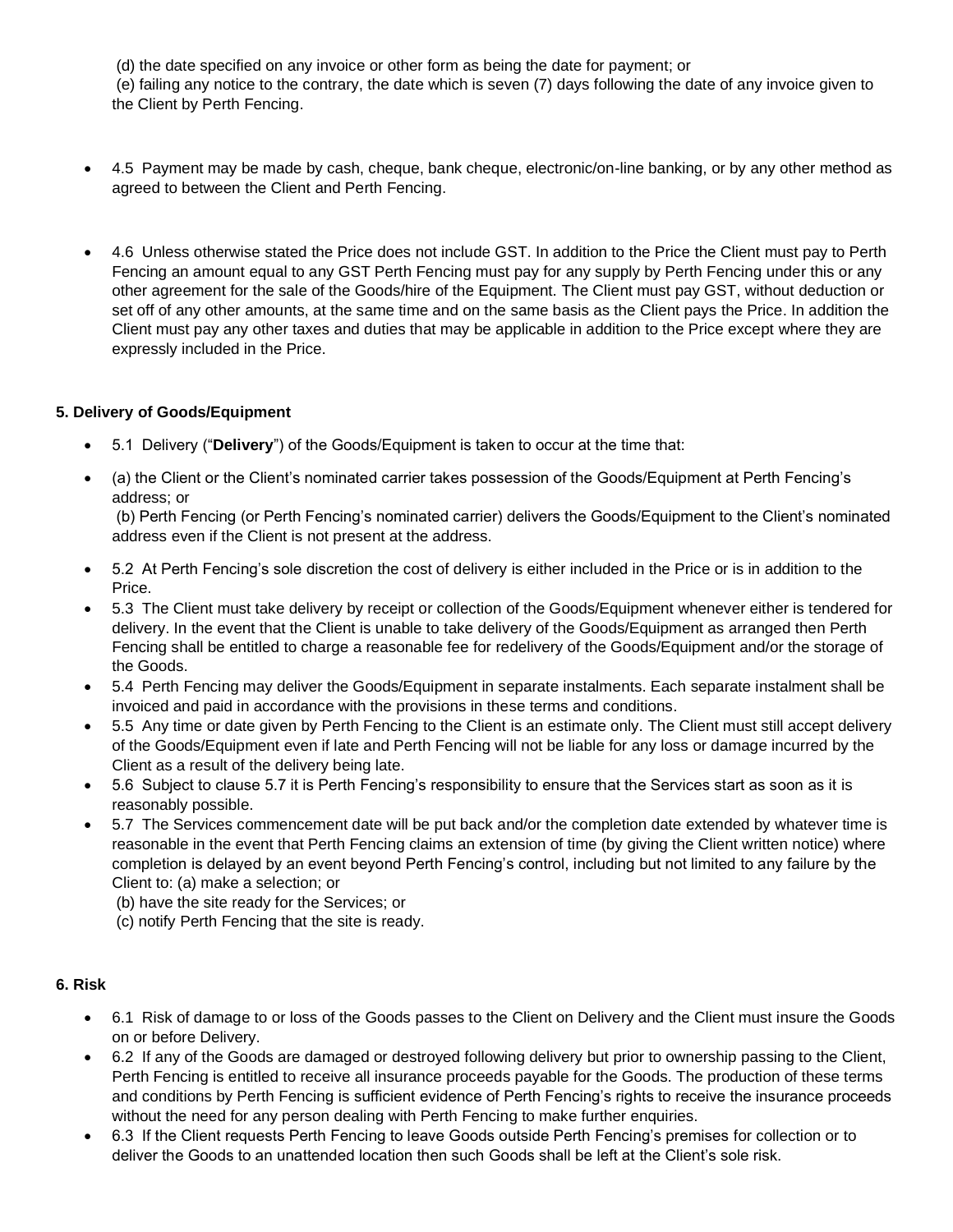(d) the date specified on any invoice or other form as being the date for payment; or
(e) failing any notice to the contrary, the date which is seven (7) days following the date of any invoice given to the Client by Perth Fencing.

- 4.5 Payment may be made by cash, cheque, bank cheque, electronic/on-line banking, or by any other method as agreed to between the Client and Perth Fencing.

- 4.6 Unless otherwise stated the Price does not include GST. In addition to the Price the Client must pay to Perth Fencing an amount equal to any GST Perth Fencing must pay for any supply by Perth Fencing under this or any other agreement for the sale of the Goods/hire of the Equipment. The Client must pay GST, without deduction or set off of any other amounts, at the same time and on the same basis as the Client pays the Price. In addition the Client must pay any other taxes and duties that may be applicable in addition to the Price except where they are expressly included in the Price.

**5. Delivery of Goods/Equipment**

- 5.1 Delivery ("**Delivery**") of the Goods/Equipment is taken to occur at the time that:
- (a) the Client or the Client's nominated carrier takes possession of the Goods/Equipment at Perth Fencing's address; or
  (b) Perth Fencing (or Perth Fencing's nominated carrier) delivers the Goods/Equipment to the Client's nominated address even if the Client is not present at the address.
- 5.2 At Perth Fencing's sole discretion the cost of delivery is either included in the Price or is in addition to the Price.
- 5.3 The Client must take delivery by receipt or collection of the Goods/Equipment whenever either is tendered for delivery. In the event that the Client is unable to take delivery of the Goods/Equipment as arranged then Perth Fencing shall be entitled to charge a reasonable fee for redelivery of the Goods/Equipment and/or the storage of the Goods.
- 5.4 Perth Fencing may deliver the Goods/Equipment in separate instalments. Each separate instalment shall be invoiced and paid in accordance with the provisions in these terms and conditions.
- 5.5 Any time or date given by Perth Fencing to the Client is an estimate only. The Client must still accept delivery of the Goods/Equipment even if late and Perth Fencing will not be liable for any loss or damage incurred by the Client as a result of the delivery being late.
- 5.6 Subject to clause 5.7 it is Perth Fencing's responsibility to ensure that the Services start as soon as it is reasonably possible.
- 5.7 The Services commencement date will be put back and/or the completion date extended by whatever time is reasonable in the event that Perth Fencing claims an extension of time (by giving the Client written notice) where completion is delayed by an event beyond Perth Fencing's control, including but not limited to any failure by the Client to: (a) make a selection; or
  (b) have the site ready for the Services; or
  (c) notify Perth Fencing that the site is ready.

**6. Risk**

- 6.1 Risk of damage to or loss of the Goods passes to the Client on Delivery and the Client must insure the Goods on or before Delivery.
- 6.2 If any of the Goods are damaged or destroyed following delivery but prior to ownership passing to the Client, Perth Fencing is entitled to receive all insurance proceeds payable for the Goods. The production of these terms and conditions by Perth Fencing is sufficient evidence of Perth Fencing's rights to receive the insurance proceeds without the need for any person dealing with Perth Fencing to make further enquiries.
- 6.3 If the Client requests Perth Fencing to leave Goods outside Perth Fencing's premises for collection or to deliver the Goods to an unattended location then such Goods shall be left at the Client's sole risk.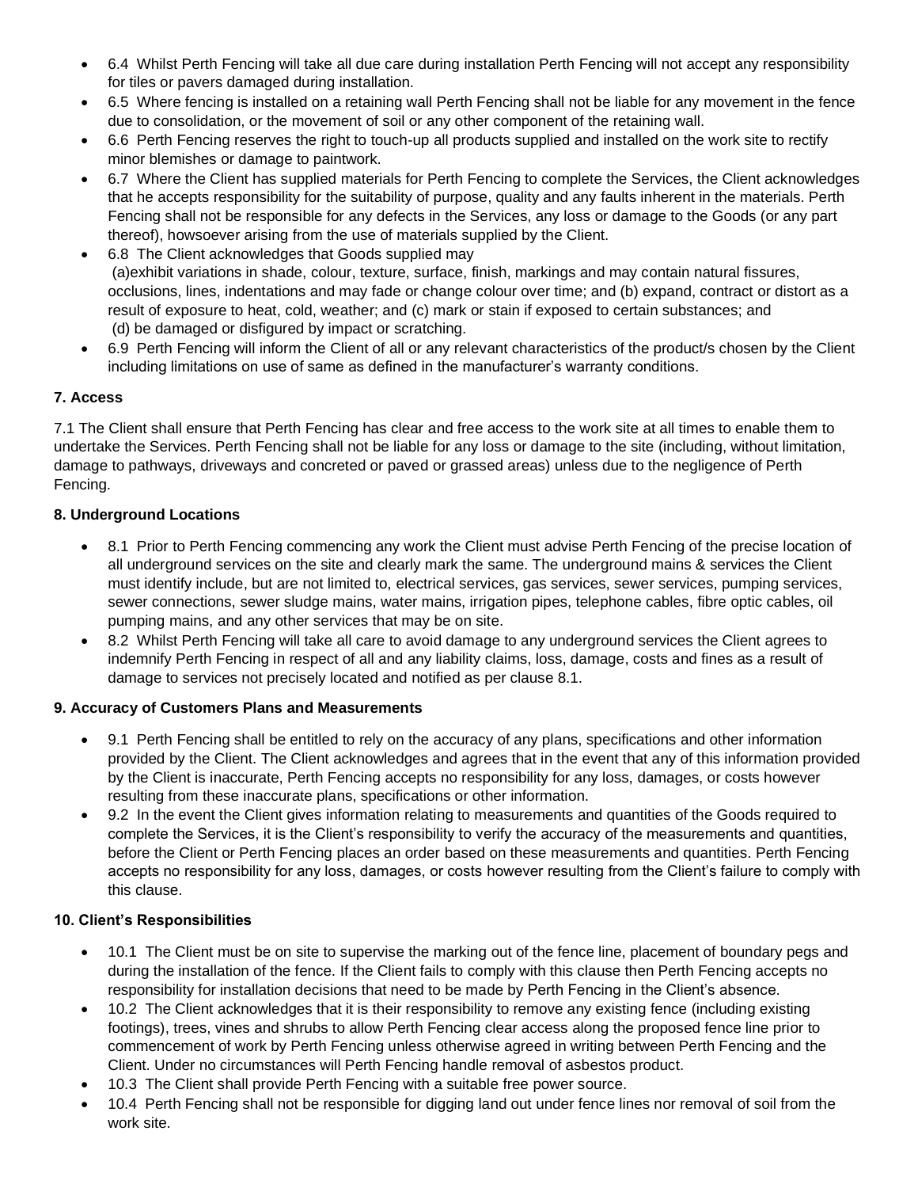- 6.4 Whilst Perth Fencing will take all due care during installation Perth Fencing will not accept any responsibility for tiles or pavers damaged during installation.
- 6.5 Where fencing is installed on a retaining wall Perth Fencing shall not be liable for any movement in the fence due to consolidation, or the movement of soil or any other component of the retaining wall.
- 6.6 Perth Fencing reserves the right to touch-up all products supplied and installed on the work site to rectify minor blemishes or damage to paintwork.
- 6.7 Where the Client has supplied materials for Perth Fencing to complete the Services, the Client acknowledges that he accepts responsibility for the suitability of purpose, quality and any faults inherent in the materials. Perth Fencing shall not be responsible for any defects in the Services, any loss or damage to the Goods (or any part thereof), howsoever arising from the use of materials supplied by the Client.
- 6.8 The Client acknowledges that Goods supplied may
  (a)exhibit variations in shade, colour, texture, surface, finish, markings and may contain natural fissures, occlusions, lines, indentations and may fade or change colour over time; and (b) expand, contract or distort as a result of exposure to heat, cold, weather; and (c) mark or stain if exposed to certain substances; and
  (d) be damaged or disfigured by impact or scratching.
- 6.9 Perth Fencing will inform the Client of all or any relevant characteristics of the product/s chosen by the Client including limitations on use of same as defined in the manufacturer's warranty conditions.

**7. Access**

7.1 The Client shall ensure that Perth Fencing has clear and free access to the work site at all times to enable them to undertake the Services. Perth Fencing shall not be liable for any loss or damage to the site (including, without limitation, damage to pathways, driveways and concreted or paved or grassed areas) unless due to the negligence of Perth Fencing.

**8. Underground Locations**

- 8.1 Prior to Perth Fencing commencing any work the Client must advise Perth Fencing of the precise location of all underground services on the site and clearly mark the same. The underground mains & services the Client must identify include, but are not limited to, electrical services, gas services, sewer services, pumping services, sewer connections, sewer sludge mains, water mains, irrigation pipes, telephone cables, fibre optic cables, oil pumping mains, and any other services that may be on site.
- 8.2 Whilst Perth Fencing will take all care to avoid damage to any underground services the Client agrees to indemnify Perth Fencing in respect of all and any liability claims, loss, damage, costs and fines as a result of damage to services not precisely located and notified as per clause 8.1.

**9. Accuracy of Customers Plans and Measurements**

- 9.1 Perth Fencing shall be entitled to rely on the accuracy of any plans, specifications and other information provided by the Client. The Client acknowledges and agrees that in the event that any of this information provided by the Client is inaccurate, Perth Fencing accepts no responsibility for any loss, damages, or costs however resulting from these inaccurate plans, specifications or other information.
- 9.2 In the event the Client gives information relating to measurements and quantities of the Goods required to complete the Services, it is the Client's responsibility to verify the accuracy of the measurements and quantities, before the Client or Perth Fencing places an order based on these measurements and quantities. Perth Fencing accepts no responsibility for any loss, damages, or costs however resulting from the Client's failure to comply with this clause.

**10. Client's Responsibilities**

- 10.1 The Client must be on site to supervise the marking out of the fence line, placement of boundary pegs and during the installation of the fence. If the Client fails to comply with this clause then Perth Fencing accepts no responsibility for installation decisions that need to be made by Perth Fencing in the Client's absence.
- 10.2 The Client acknowledges that it is their responsibility to remove any existing fence (including existing footings), trees, vines and shrubs to allow Perth Fencing clear access along the proposed fence line prior to commencement of work by Perth Fencing unless otherwise agreed in writing between Perth Fencing and the Client. Under no circumstances will Perth Fencing handle removal of asbestos product.
- 10.3 The Client shall provide Perth Fencing with a suitable free power source.
- 10.4 Perth Fencing shall not be responsible for digging land out under fence lines nor removal of soil from the work site.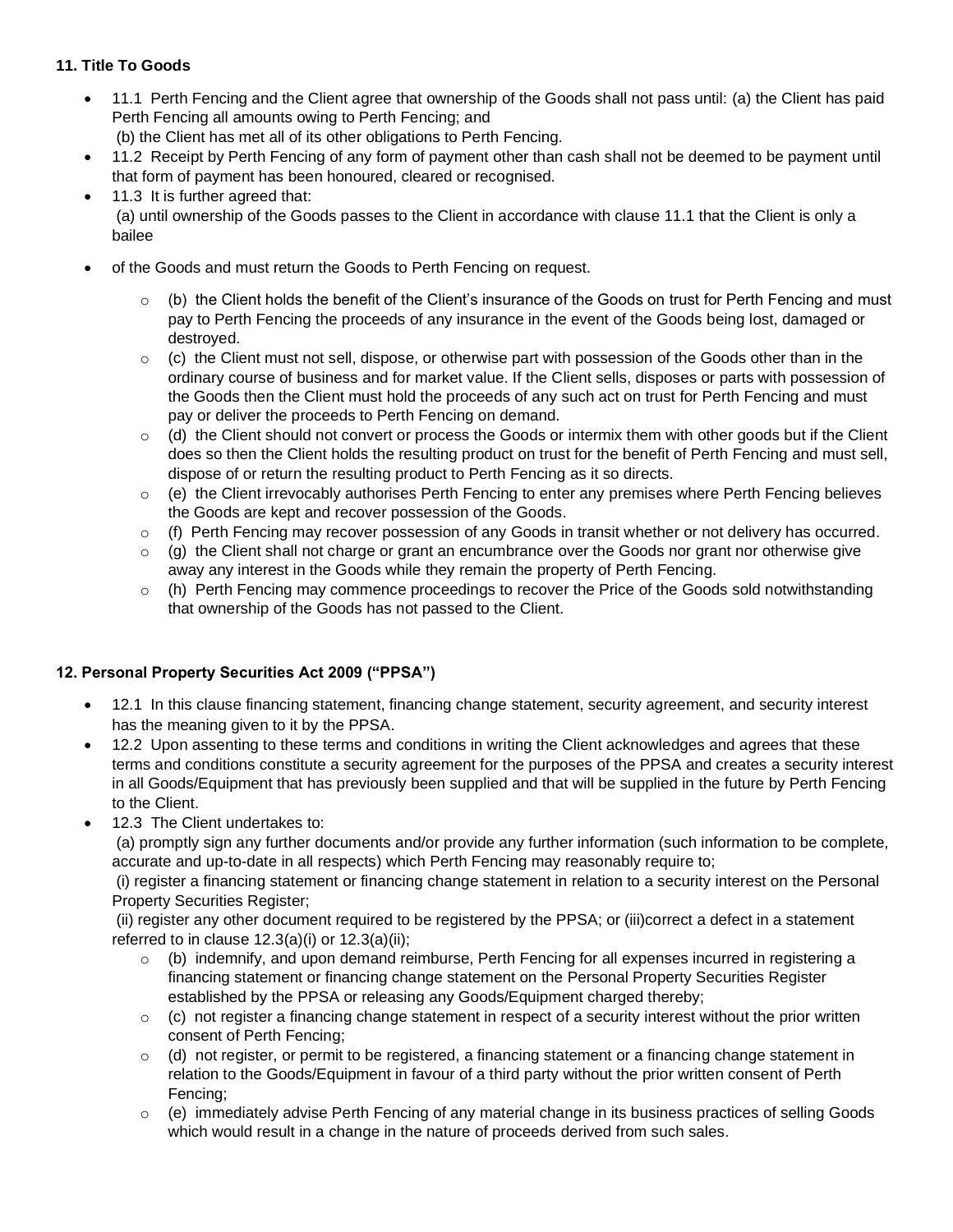**11. Title To Goods**

- 11.1 Perth Fencing and the Client agree that ownership of the Goods shall not pass until: (a) the Client has paid Perth Fencing all amounts owing to Perth Fencing; and
  (b) the Client has met all of its other obligations to Perth Fencing.
- 11.2 Receipt by Perth Fencing of any form of payment other than cash shall not be deemed to be payment until that form of payment has been honoured, cleared or recognised.
- 11.3 It is further agreed that:
  (a) until ownership of the Goods passes to the Client in accordance with clause 11.1 that the Client is only a bailee
- of the Goods and must return the Goods to Perth Fencing on request.
  - (b) the Client holds the benefit of the Client's insurance of the Goods on trust for Perth Fencing and must pay to Perth Fencing the proceeds of any insurance in the event of the Goods being lost, damaged or destroyed.
  - (c) the Client must not sell, dispose, or otherwise part with possession of the Goods other than in the ordinary course of business and for market value. If the Client sells, disposes or parts with possession of the Goods then the Client must hold the proceeds of any such act on trust for Perth Fencing and must pay or deliver the proceeds to Perth Fencing on demand.
  - (d) the Client should not convert or process the Goods or intermix them with other goods but if the Client does so then the Client holds the resulting product on trust for the benefit of Perth Fencing and must sell, dispose of or return the resulting product to Perth Fencing as it so directs.
  - (e) the Client irrevocably authorises Perth Fencing to enter any premises where Perth Fencing believes the Goods are kept and recover possession of the Goods.
  - (f) Perth Fencing may recover possession of any Goods in transit whether or not delivery has occurred.
  - (g) the Client shall not charge or grant an encumbrance over the Goods nor grant nor otherwise give away any interest in the Goods while they remain the property of Perth Fencing.
  - (h) Perth Fencing may commence proceedings to recover the Price of the Goods sold notwithstanding that ownership of the Goods has not passed to the Client.

**12. Personal Property Securities Act 2009 ("PPSA")**

- 12.1 In this clause financing statement, financing change statement, security agreement, and security interest has the meaning given to it by the PPSA.
- 12.2 Upon assenting to these terms and conditions in writing the Client acknowledges and agrees that these terms and conditions constitute a security agreement for the purposes of the PPSA and creates a security interest in all Goods/Equipment that has previously been supplied and that will be supplied in the future by Perth Fencing to the Client.
- 12.3 The Client undertakes to:
  (a) promptly sign any further documents and/or provide any further information (such information to be complete, accurate and up-to-date in all respects) which Perth Fencing may reasonably require to;
  (i) register a financing statement or financing change statement in relation to a security interest on the Personal Property Securities Register;
  (ii) register any other document required to be registered by the PPSA; or (iii)correct a defect in a statement referred to in clause 12.3(a)(i) or 12.3(a)(ii);
  - (b) indemnify, and upon demand reimburse, Perth Fencing for all expenses incurred in registering a financing statement or financing change statement on the Personal Property Securities Register established by the PPSA or releasing any Goods/Equipment charged thereby;
  - (c) not register a financing change statement in respect of a security interest without the prior written consent of Perth Fencing;
  - (d) not register, or permit to be registered, a financing statement or a financing change statement in relation to the Goods/Equipment in favour of a third party without the prior written consent of Perth Fencing;
  - (e) immediately advise Perth Fencing of any material change in its business practices of selling Goods which would result in a change in the nature of proceeds derived from such sales.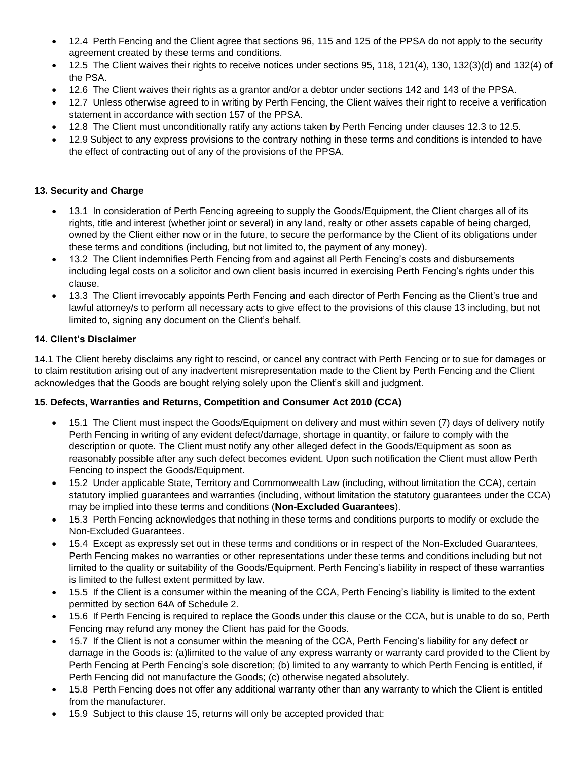- 12.4 Perth Fencing and the Client agree that sections 96, 115 and 125 of the PPSA do not apply to the security agreement created by these terms and conditions.
- 12.5 The Client waives their rights to receive notices under sections 95, 118, 121(4), 130, 132(3)(d) and 132(4) of the PSA.
- 12.6 The Client waives their rights as a grantor and/or a debtor under sections 142 and 143 of the PPSA.
- 12.7 Unless otherwise agreed to in writing by Perth Fencing, the Client waives their right to receive a verification statement in accordance with section 157 of the PPSA.
- 12.8 The Client must unconditionally ratify any actions taken by Perth Fencing under clauses 12.3 to 12.5.
- 12.9 Subject to any express provisions to the contrary nothing in these terms and conditions is intended to have the effect of contracting out of any of the provisions of the PPSA.

**13. Security and Charge**

- 13.1 In consideration of Perth Fencing agreeing to supply the Goods/Equipment, the Client charges all of its rights, title and interest (whether joint or several) in any land, realty or other assets capable of being charged, owned by the Client either now or in the future, to secure the performance by the Client of its obligations under these terms and conditions (including, but not limited to, the payment of any money).
- 13.2 The Client indemnifies Perth Fencing from and against all Perth Fencing's costs and disbursements including legal costs on a solicitor and own client basis incurred in exercising Perth Fencing's rights under this clause.
- 13.3 The Client irrevocably appoints Perth Fencing and each director of Perth Fencing as the Client's true and lawful attorney/s to perform all necessary acts to give effect to the provisions of this clause 13 including, but not limited to, signing any document on the Client's behalf.

**14. Client's Disclaimer**

14.1 The Client hereby disclaims any right to rescind, or cancel any contract with Perth Fencing or to sue for damages or to claim restitution arising out of any inadvertent misrepresentation made to the Client by Perth Fencing and the Client acknowledges that the Goods are bought relying solely upon the Client's skill and judgment.

**15. Defects, Warranties and Returns, Competition and Consumer Act 2010 (CCA)**

- 15.1 The Client must inspect the Goods/Equipment on delivery and must within seven (7) days of delivery notify Perth Fencing in writing of any evident defect/damage, shortage in quantity, or failure to comply with the description or quote. The Client must notify any other alleged defect in the Goods/Equipment as soon as reasonably possible after any such defect becomes evident. Upon such notification the Client must allow Perth Fencing to inspect the Goods/Equipment.
- 15.2 Under applicable State, Territory and Commonwealth Law (including, without limitation the CCA), certain statutory implied guarantees and warranties (including, without limitation the statutory guarantees under the CCA) may be implied into these terms and conditions (**Non-Excluded Guarantees**).
- 15.3 Perth Fencing acknowledges that nothing in these terms and conditions purports to modify or exclude the Non-Excluded Guarantees.
- 15.4 Except as expressly set out in these terms and conditions or in respect of the Non-Excluded Guarantees, Perth Fencing makes no warranties or other representations under these terms and conditions including but not limited to the quality or suitability of the Goods/Equipment. Perth Fencing's liability in respect of these warranties is limited to the fullest extent permitted by law.
- 15.5 If the Client is a consumer within the meaning of the CCA, Perth Fencing's liability is limited to the extent permitted by section 64A of Schedule 2.
- 15.6 If Perth Fencing is required to replace the Goods under this clause or the CCA, but is unable to do so, Perth Fencing may refund any money the Client has paid for the Goods.
- 15.7 If the Client is not a consumer within the meaning of the CCA, Perth Fencing's liability for any defect or damage in the Goods is: (a)limited to the value of any express warranty or warranty card provided to the Client by Perth Fencing at Perth Fencing's sole discretion; (b) limited to any warranty to which Perth Fencing is entitled, if Perth Fencing did not manufacture the Goods; (c) otherwise negated absolutely.
- 15.8 Perth Fencing does not offer any additional warranty other than any warranty to which the Client is entitled from the manufacturer.
- 15.9 Subject to this clause 15, returns will only be accepted provided that: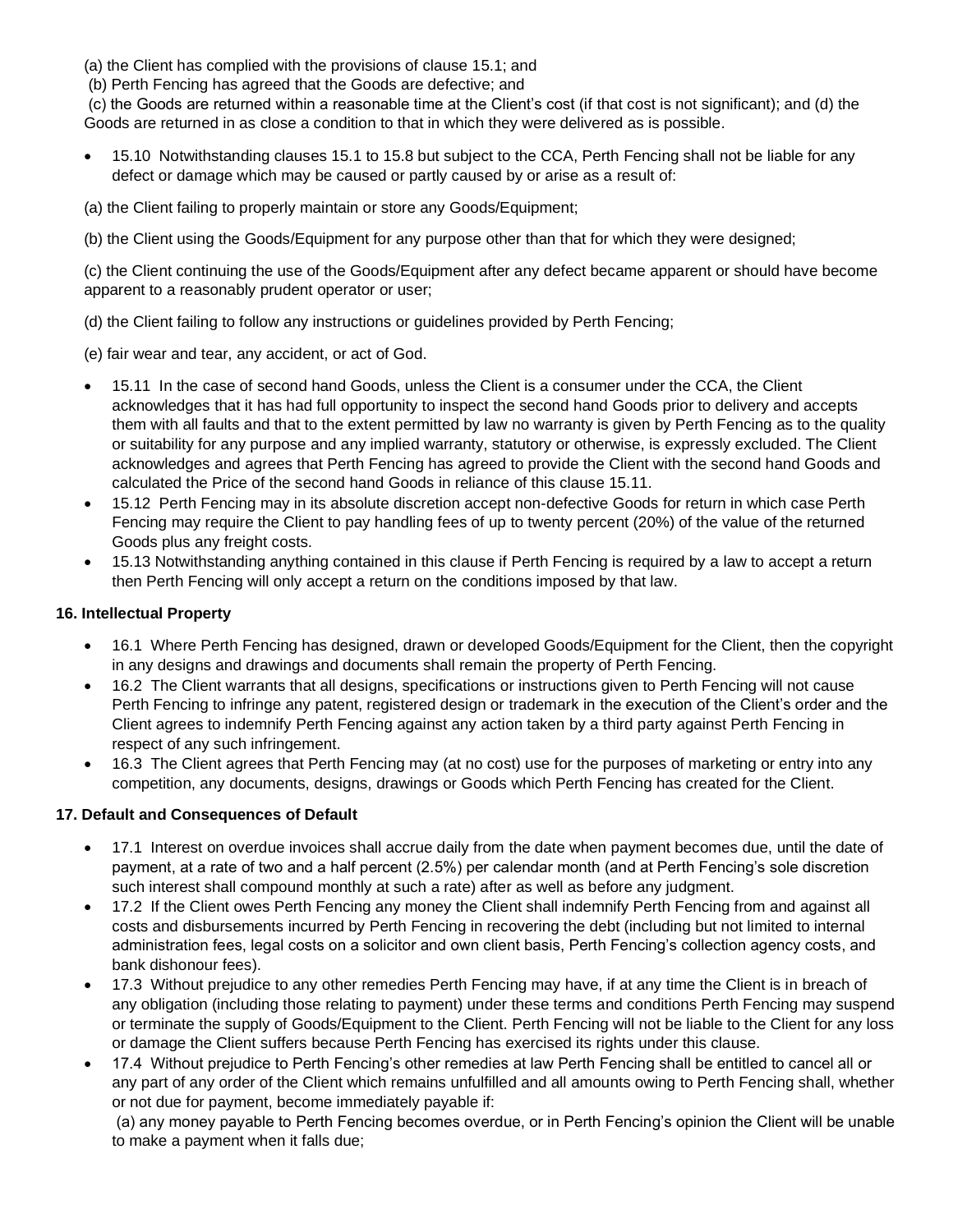(a) the Client has complied with the provisions of clause 15.1; and

(b) Perth Fencing has agreed that the Goods are defective; and

(c) the Goods are returned within a reasonable time at the Client's cost (if that cost is not significant); and (d) the Goods are returned in as close a condition to that in which they were delivered as is possible.

- 15.10 Notwithstanding clauses 15.1 to 15.8 but subject to the CCA, Perth Fencing shall not be liable for any defect or damage which may be caused or partly caused by or arise as a result of:

(a) the Client failing to properly maintain or store any Goods/Equipment;

(b) the Client using the Goods/Equipment for any purpose other than that for which they were designed;

(c) the Client continuing the use of the Goods/Equipment after any defect became apparent or should have become apparent to a reasonably prudent operator or user;

(d) the Client failing to follow any instructions or guidelines provided by Perth Fencing;

(e) fair wear and tear, any accident, or act of God.

- 15.11 In the case of second hand Goods, unless the Client is a consumer under the CCA, the Client acknowledges that it has had full opportunity to inspect the second hand Goods prior to delivery and accepts them with all faults and that to the extent permitted by law no warranty is given by Perth Fencing as to the quality or suitability for any purpose and any implied warranty, statutory or otherwise, is expressly excluded. The Client acknowledges and agrees that Perth Fencing has agreed to provide the Client with the second hand Goods and calculated the Price of the second hand Goods in reliance of this clause 15.11.
- 15.12 Perth Fencing may in its absolute discretion accept non-defective Goods for return in which case Perth Fencing may require the Client to pay handling fees of up to twenty percent (20%) of the value of the returned Goods plus any freight costs.
- 15.13 Notwithstanding anything contained in this clause if Perth Fencing is required by a law to accept a return then Perth Fencing will only accept a return on the conditions imposed by that law.

### 16. Intellectual Property

- 16.1 Where Perth Fencing has designed, drawn or developed Goods/Equipment for the Client, then the copyright in any designs and drawings and documents shall remain the property of Perth Fencing.
- 16.2 The Client warrants that all designs, specifications or instructions given to Perth Fencing will not cause Perth Fencing to infringe any patent, registered design or trademark in the execution of the Client's order and the Client agrees to indemnify Perth Fencing against any action taken by a third party against Perth Fencing in respect of any such infringement.
- 16.3 The Client agrees that Perth Fencing may (at no cost) use for the purposes of marketing or entry into any competition, any documents, designs, drawings or Goods which Perth Fencing has created for the Client.

### 17. Default and Consequences of Default

- 17.1 Interest on overdue invoices shall accrue daily from the date when payment becomes due, until the date of payment, at a rate of two and a half percent (2.5%) per calendar month (and at Perth Fencing's sole discretion such interest shall compound monthly at such a rate) after as well as before any judgment.
- 17.2 If the Client owes Perth Fencing any money the Client shall indemnify Perth Fencing from and against all costs and disbursements incurred by Perth Fencing in recovering the debt (including but not limited to internal administration fees, legal costs on a solicitor and own client basis, Perth Fencing's collection agency costs, and bank dishonour fees).
- 17.3 Without prejudice to any other remedies Perth Fencing may have, if at any time the Client is in breach of any obligation (including those relating to payment) under these terms and conditions Perth Fencing may suspend or terminate the supply of Goods/Equipment to the Client. Perth Fencing will not be liable to the Client for any loss or damage the Client suffers because Perth Fencing has exercised its rights under this clause.
- 17.4 Without prejudice to Perth Fencing's other remedies at law Perth Fencing shall be entitled to cancel all or any part of any order of the Client which remains unfulfilled and all amounts owing to Perth Fencing shall, whether or not due for payment, become immediately payable if:

  (a) any money payable to Perth Fencing becomes overdue, or in Perth Fencing's opinion the Client will be unable to make a payment when it falls due;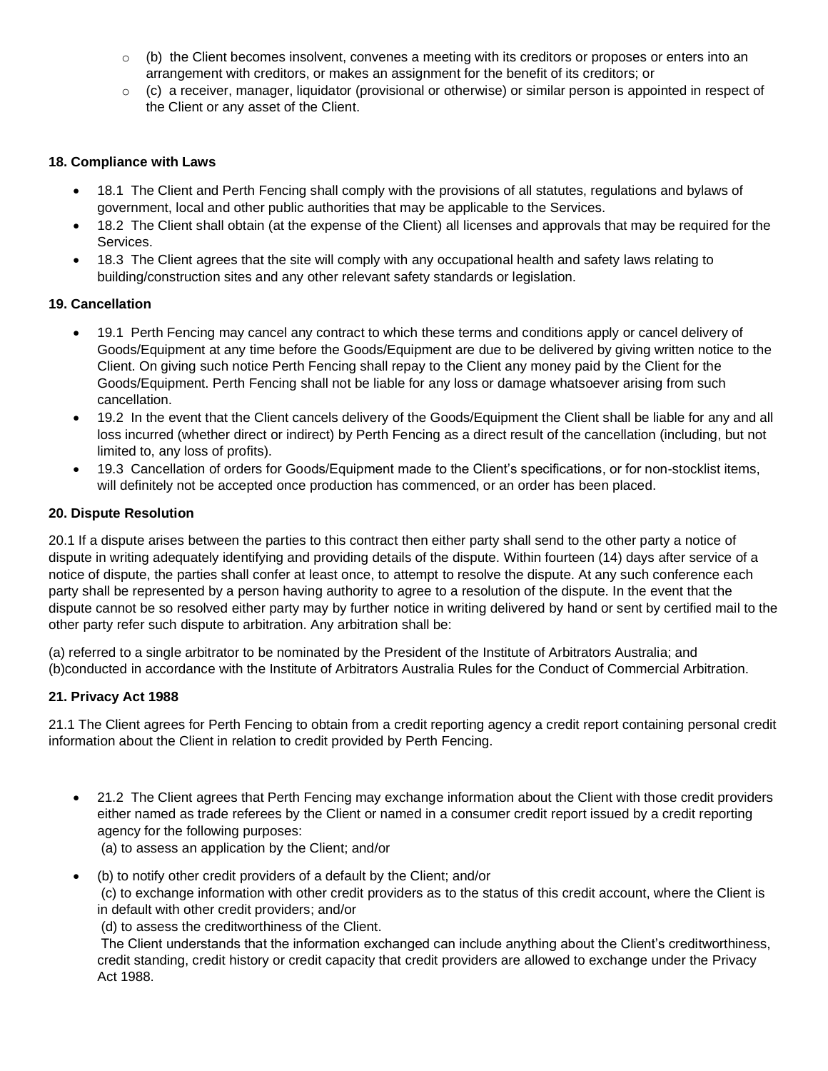- (b) the Client becomes insolvent, convenes a meeting with its creditors or proposes or enters into an arrangement with creditors, or makes an assignment for the benefit of its creditors; or
- (c) a receiver, manager, liquidator (provisional or otherwise) or similar person is appointed in respect of the Client or any asset of the Client.

**18. Compliance with Laws**

- 18.1 The Client and Perth Fencing shall comply with the provisions of all statutes, regulations and bylaws of government, local and other public authorities that may be applicable to the Services.
- 18.2 The Client shall obtain (at the expense of the Client) all licenses and approvals that may be required for the Services.
- 18.3 The Client agrees that the site will comply with any occupational health and safety laws relating to building/construction sites and any other relevant safety standards or legislation.

**19. Cancellation**

- 19.1 Perth Fencing may cancel any contract to which these terms and conditions apply or cancel delivery of Goods/Equipment at any time before the Goods/Equipment are due to be delivered by giving written notice to the Client. On giving such notice Perth Fencing shall repay to the Client any money paid by the Client for the Goods/Equipment. Perth Fencing shall not be liable for any loss or damage whatsoever arising from such cancellation.
- 19.2 In the event that the Client cancels delivery of the Goods/Equipment the Client shall be liable for any and all loss incurred (whether direct or indirect) by Perth Fencing as a direct result of the cancellation (including, but not limited to, any loss of profits).
- 19.3 Cancellation of orders for Goods/Equipment made to the Client's specifications, or for non-stocklist items, will definitely not be accepted once production has commenced, or an order has been placed.

**20. Dispute Resolution**

20.1 If a dispute arises between the parties to this contract then either party shall send to the other party a notice of dispute in writing adequately identifying and providing details of the dispute. Within fourteen (14) days after service of a notice of dispute, the parties shall confer at least once, to attempt to resolve the dispute. At any such conference each party shall be represented by a person having authority to agree to a resolution of the dispute. In the event that the dispute cannot be so resolved either party may by further notice in writing delivered by hand or sent by certified mail to the other party refer such dispute to arbitration. Any arbitration shall be:

(a) referred to a single arbitrator to be nominated by the President of the Institute of Arbitrators Australia; and
(b)conducted in accordance with the Institute of Arbitrators Australia Rules for the Conduct of Commercial Arbitration.

**21. Privacy Act 1988**

21.1 The Client agrees for Perth Fencing to obtain from a credit reporting agency a credit report containing personal credit information about the Client in relation to credit provided by Perth Fencing.

- 21.2 The Client agrees that Perth Fencing may exchange information about the Client with those credit providers either named as trade referees by the Client or named in a consumer credit report issued by a credit reporting agency for the following purposes:
  (a) to assess an application by the Client; and/or
- (b) to notify other credit providers of a default by the Client; and/or
  (c) to exchange information with other credit providers as to the status of this credit account, where the Client is in default with other credit providers; and/or
  (d) to assess the creditworthiness of the Client.
  The Client understands that the information exchanged can include anything about the Client's creditworthiness, credit standing, credit history or credit capacity that credit providers are allowed to exchange under the Privacy Act 1988.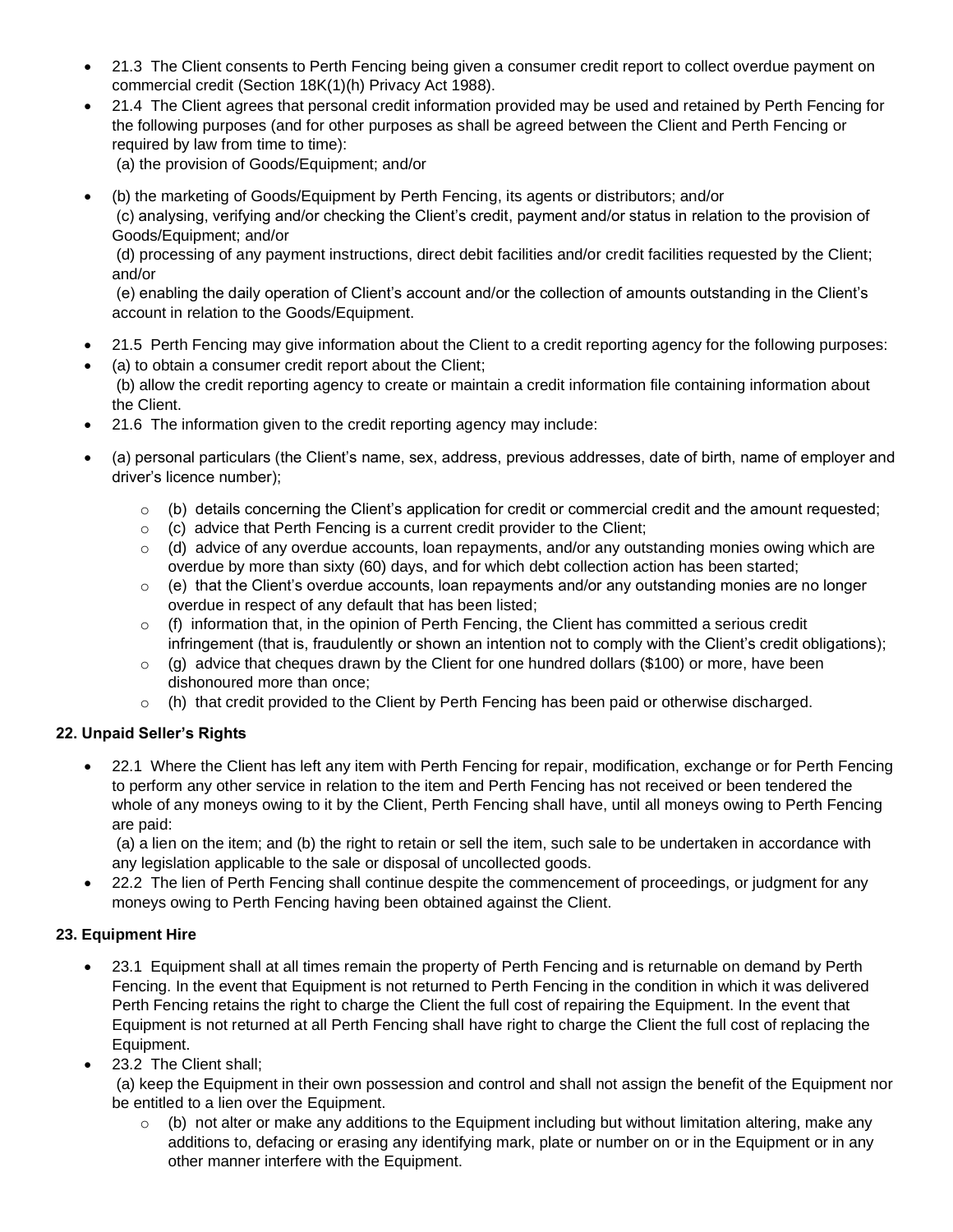- 21.3 The Client consents to Perth Fencing being given a consumer credit report to collect overdue payment on commercial credit (Section 18K(1)(h) Privacy Act 1988).
- 21.4 The Client agrees that personal credit information provided may be used and retained by Perth Fencing for the following purposes (and for other purposes as shall be agreed between the Client and Perth Fencing or required by law from time to time):
  (a) the provision of Goods/Equipment; and/or
- (b) the marketing of Goods/Equipment by Perth Fencing, its agents or distributors; and/or
  (c) analysing, verifying and/or checking the Client's credit, payment and/or status in relation to the provision of Goods/Equipment; and/or
  (d) processing of any payment instructions, direct debit facilities and/or credit facilities requested by the Client; and/or
  (e) enabling the daily operation of Client's account and/or the collection of amounts outstanding in the Client's account in relation to the Goods/Equipment.
- 21.5 Perth Fencing may give information about the Client to a credit reporting agency for the following purposes:
- (a) to obtain a consumer credit report about the Client;
  (b) allow the credit reporting agency to create or maintain a credit information file containing information about the Client.
- 21.6 The information given to the credit reporting agency may include:
- (a) personal particulars (the Client's name, sex, address, previous addresses, date of birth, name of employer and driver's licence number);
  - (b) details concerning the Client's application for credit or commercial credit and the amount requested;
  - (c) advice that Perth Fencing is a current credit provider to the Client;
  - (d) advice of any overdue accounts, loan repayments, and/or any outstanding monies owing which are overdue by more than sixty (60) days, and for which debt collection action has been started;
  - (e) that the Client's overdue accounts, loan repayments and/or any outstanding monies are no longer overdue in respect of any default that has been listed;
  - (f) information that, in the opinion of Perth Fencing, the Client has committed a serious credit infringement (that is, fraudulently or shown an intention not to comply with the Client's credit obligations);
  - (g) advice that cheques drawn by the Client for one hundred dollars ($100) or more, have been dishonoured more than once;
  - (h) that credit provided to the Client by Perth Fencing has been paid or otherwise discharged.

### 22. Unpaid Seller's Rights

- 22.1 Where the Client has left any item with Perth Fencing for repair, modification, exchange or for Perth Fencing to perform any other service in relation to the item and Perth Fencing has not received or been tendered the whole of any moneys owing to it by the Client, Perth Fencing shall have, until all moneys owing to Perth Fencing are paid:
  (a) a lien on the item; and (b) the right to retain or sell the item, such sale to be undertaken in accordance with any legislation applicable to the sale or disposal of uncollected goods.
- 22.2 The lien of Perth Fencing shall continue despite the commencement of proceedings, or judgment for any moneys owing to Perth Fencing having been obtained against the Client.

### 23. Equipment Hire

- 23.1 Equipment shall at all times remain the property of Perth Fencing and is returnable on demand by Perth Fencing. In the event that Equipment is not returned to Perth Fencing in the condition in which it was delivered Perth Fencing retains the right to charge the Client the full cost of repairing the Equipment. In the event that Equipment is not returned at all Perth Fencing shall have right to charge the Client the full cost of replacing the Equipment.
- 23.2 The Client shall;
  (a) keep the Equipment in their own possession and control and shall not assign the benefit of the Equipment nor be entitled to a lien over the Equipment.
  - (b) not alter or make any additions to the Equipment including but without limitation altering, make any additions to, defacing or erasing any identifying mark, plate or number on or in the Equipment or in any other manner interfere with the Equipment.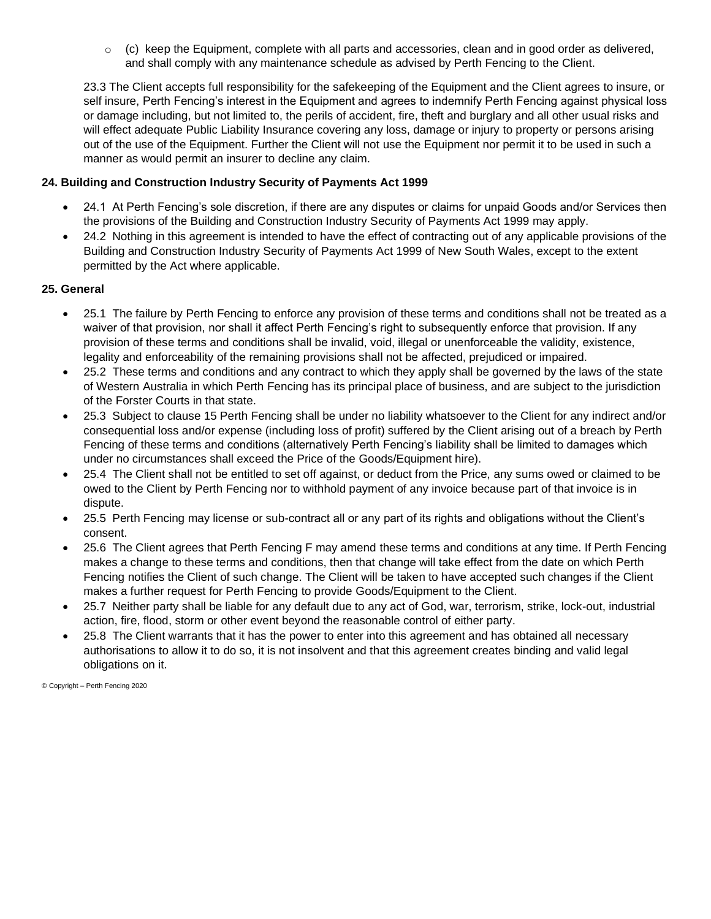- (c) keep the Equipment, complete with all parts and accessories, clean and in good order as delivered, and shall comply with any maintenance schedule as advised by Perth Fencing to the Client.

23.3 The Client accepts full responsibility for the safekeeping of the Equipment and the Client agrees to insure, or self insure, Perth Fencing's interest in the Equipment and agrees to indemnify Perth Fencing against physical loss or damage including, but not limited to, the perils of accident, fire, theft and burglary and all other usual risks and will effect adequate Public Liability Insurance covering any loss, damage or injury to property or persons arising out of the use of the Equipment. Further the Client will not use the Equipment nor permit it to be used in such a manner as would permit an insurer to decline any claim.

**24. Building and Construction Industry Security of Payments Act 1999**

- 24.1 At Perth Fencing's sole discretion, if there are any disputes or claims for unpaid Goods and/or Services then the provisions of the Building and Construction Industry Security of Payments Act 1999 may apply.
- 24.2 Nothing in this agreement is intended to have the effect of contracting out of any applicable provisions of the Building and Construction Industry Security of Payments Act 1999 of New South Wales, except to the extent permitted by the Act where applicable.

**25. General**

- 25.1 The failure by Perth Fencing to enforce any provision of these terms and conditions shall not be treated as a waiver of that provision, nor shall it affect Perth Fencing's right to subsequently enforce that provision. If any provision of these terms and conditions shall be invalid, void, illegal or unenforceable the validity, existence, legality and enforceability of the remaining provisions shall not be affected, prejudiced or impaired.
- 25.2 These terms and conditions and any contract to which they apply shall be governed by the laws of the state of Western Australia in which Perth Fencing has its principal place of business, and are subject to the jurisdiction of the Forster Courts in that state.
- 25.3 Subject to clause 15 Perth Fencing shall be under no liability whatsoever to the Client for any indirect and/or consequential loss and/or expense (including loss of profit) suffered by the Client arising out of a breach by Perth Fencing of these terms and conditions (alternatively Perth Fencing's liability shall be limited to damages which under no circumstances shall exceed the Price of the Goods/Equipment hire).
- 25.4 The Client shall not be entitled to set off against, or deduct from the Price, any sums owed or claimed to be owed to the Client by Perth Fencing nor to withhold payment of any invoice because part of that invoice is in dispute.
- 25.5 Perth Fencing may license or sub-contract all or any part of its rights and obligations without the Client's consent.
- 25.6 The Client agrees that Perth Fencing F may amend these terms and conditions at any time. If Perth Fencing makes a change to these terms and conditions, then that change will take effect from the date on which Perth Fencing notifies the Client of such change. The Client will be taken to have accepted such changes if the Client makes a further request for Perth Fencing to provide Goods/Equipment to the Client.
- 25.7 Neither party shall be liable for any default due to any act of God, war, terrorism, strike, lock-out, industrial action, fire, flood, storm or other event beyond the reasonable control of either party.
- 25.8 The Client warrants that it has the power to enter into this agreement and has obtained all necessary authorisations to allow it to do so, it is not insolvent and that this agreement creates binding and valid legal obligations on it.

© Copyright – Perth Fencing 2020